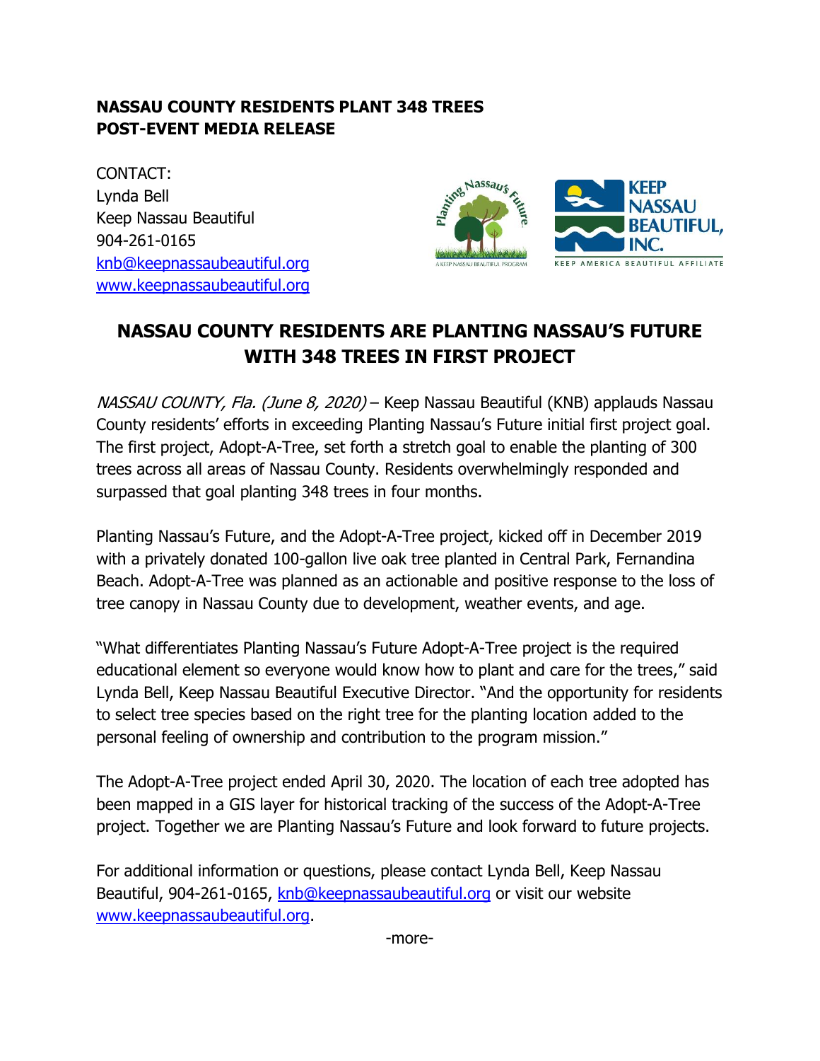**NASSAU COUNTY RESIDENTS PLANT 348 TREES**
**POST-EVENT MEDIA RELEASE**

CONTACT:
Lynda Bell
Keep Nassau Beautiful
904-261-0165
knb@keepnassaubeautiful.org
www.keepnassaubeautiful.org

# NASSAU COUNTY RESIDENTS ARE PLANTING NASSAU'S FUTURE WITH 348 TREES IN FIRST PROJECT

*NASSAU COUNTY, Fla. (June 8, 2020)* – Keep Nassau Beautiful (KNB) applauds Nassau County residents' efforts in exceeding Planting Nassau's Future initial first project goal. The first project, Adopt-A-Tree, set forth a stretch goal to enable the planting of 300 trees across all areas of Nassau County. Residents overwhelmingly responded and surpassed that goal planting 348 trees in four months.

Planting Nassau's Future, and the Adopt-A-Tree project, kicked off in December 2019 with a privately donated 100-gallon live oak tree planted in Central Park, Fernandina Beach. Adopt-A-Tree was planned as an actionable and positive response to the loss of tree canopy in Nassau County due to development, weather events, and age.

"What differentiates Planting Nassau's Future Adopt-A-Tree project is the required educational element so everyone would know how to plant and care for the trees," said Lynda Bell, Keep Nassau Beautiful Executive Director. "And the opportunity for residents to select tree species based on the right tree for the planting location added to the personal feeling of ownership and contribution to the program mission."

The Adopt-A-Tree project ended April 30, 2020. The location of each tree adopted has been mapped in a GIS layer for historical tracking of the success of the Adopt-A-Tree project. Together we are Planting Nassau's Future and look forward to future projects.

For additional information or questions, please contact Lynda Bell, Keep Nassau Beautiful, 904-261-0165, knb@keepnassaubeautiful.org or visit our website www.keepnassaubeautiful.org.

-more-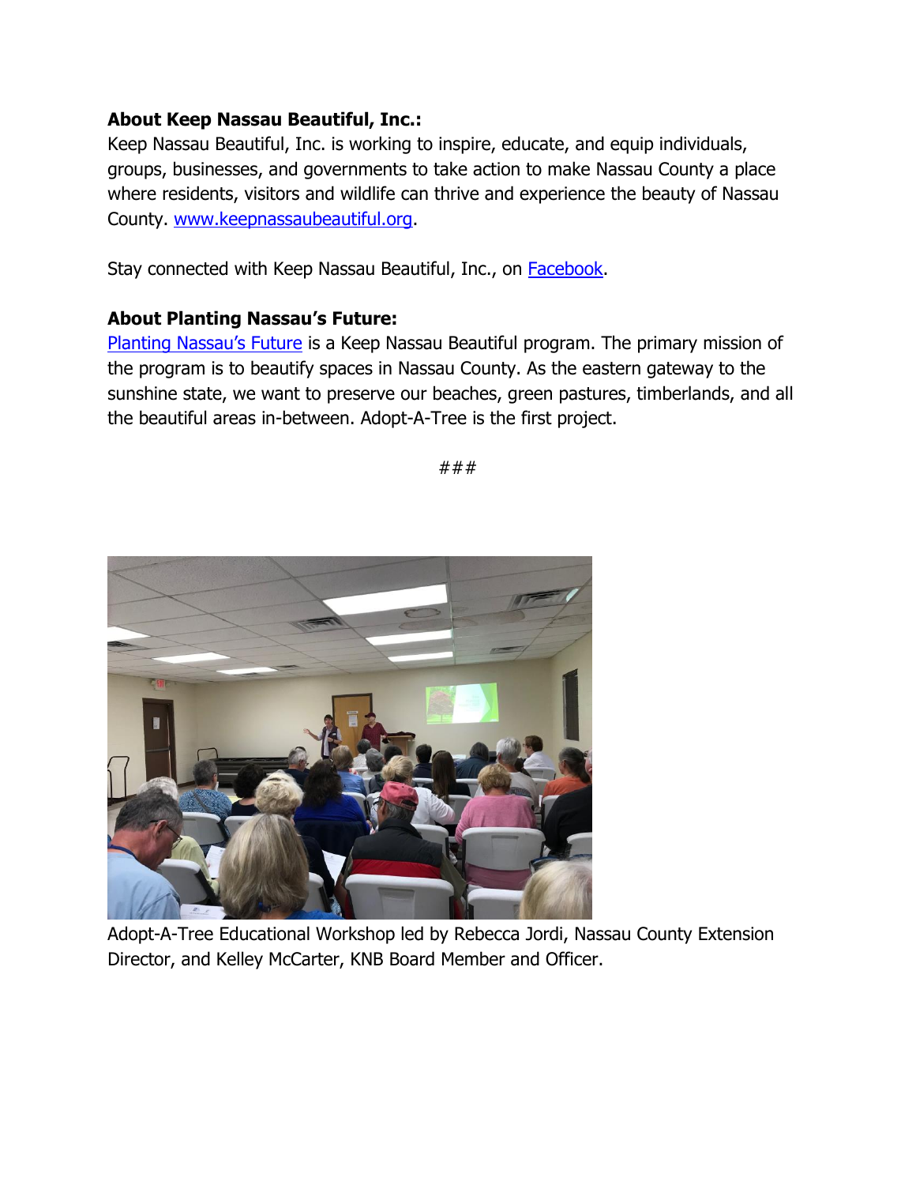**About Keep Nassau Beautiful, Inc.:**
Keep Nassau Beautiful, Inc. is working to inspire, educate, and equip individuals, groups, businesses, and governments to take action to make Nassau County a place where residents, visitors and wildlife can thrive and experience the beauty of Nassau County. [www.keepnassaubeautiful.org](http://www.keepnassaubeautiful.org).

Stay connected with Keep Nassau Beautiful, Inc., on Facebook.

**About Planting Nassau's Future:**
Planting Nassau's Future is a Keep Nassau Beautiful program. The primary mission of the program is to beautify spaces in Nassau County. As the eastern gateway to the sunshine state, we want to preserve our beaches, green pastures, timberlands, and all the beautiful areas in-between. Adopt-A-Tree is the first project.

###

Adopt-A-Tree Educational Workshop led by Rebecca Jordi, Nassau County Extension Director, and Kelley McCarter, KNB Board Member and Officer.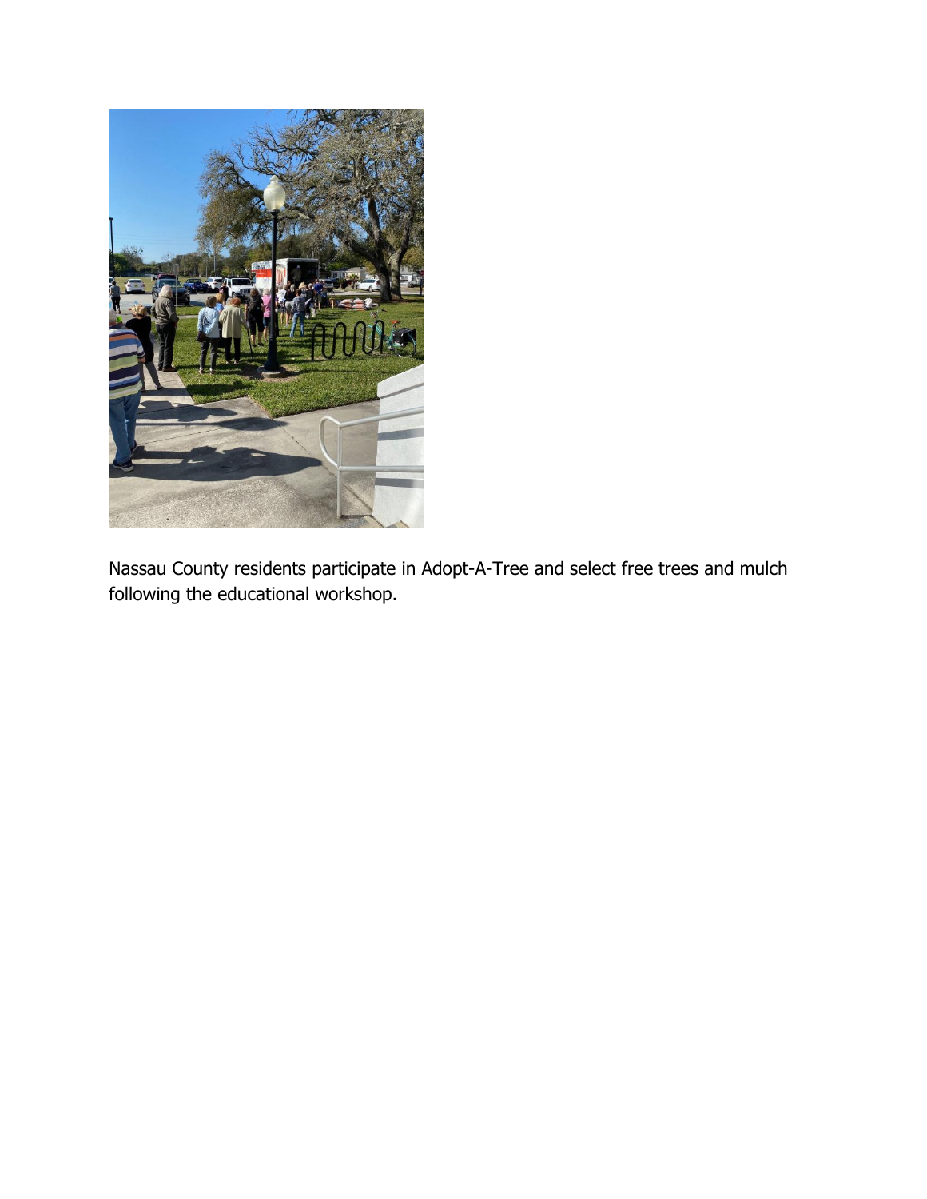Nassau County residents participate in Adopt-A-Tree and select free trees and mulch following the educational workshop.